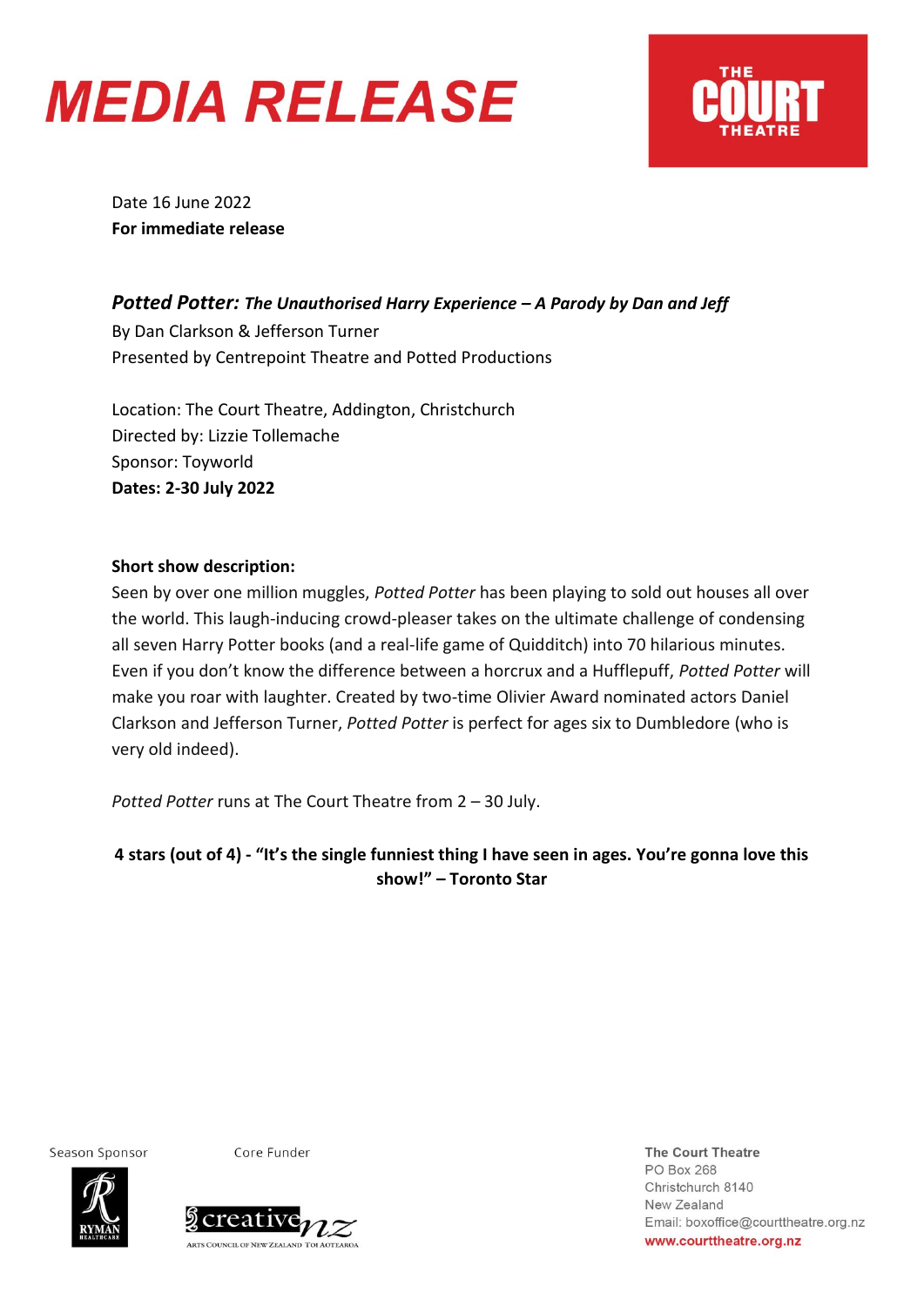# MEDIA RELEASE

THE COURT THEATRE

Date 16 June 2022
**For immediate release**

***Potted Potter:*** ***The Unauthorised Harry Experience – A Parody by Dan and Jeff***
By Dan Clarkson & Jefferson Turner
Presented by Centrepoint Theatre and Potted Productions

Location: The Court Theatre, Addington, Christchurch
Directed by: Lizzie Tollemache
Sponsor: Toyworld
**Dates: 2-30 July 2022**

**Short show description:**
Seen by over one million muggles, *Potted Potter* has been playing to sold out houses all over the world. This laugh-inducing crowd-pleaser takes on the ultimate challenge of condensing all seven Harry Potter books (and a real-life game of Quidditch) into 70 hilarious minutes. Even if you don't know the difference between a horcrux and a Hufflepuff, *Potted Potter* will make you roar with laughter. Created by two-time Olivier Award nominated actors Daniel Clarkson and Jefferson Turner, *Potted Potter* is perfect for ages six to Dumbledore (who is very old indeed).

*Potted Potter* runs at The Court Theatre from 2 – 30 July.

**4 stars (out of 4) - "It's the single funniest thing I have seen in ages. You're gonna love this show!" – Toronto Star**

Season Sponsor

Core Funder

**The Court Theatre**
PO Box 268
Christchurch 8140
New Zealand
Email: boxoffice@courttheatre.org.nz
www.courttheatre.org.nz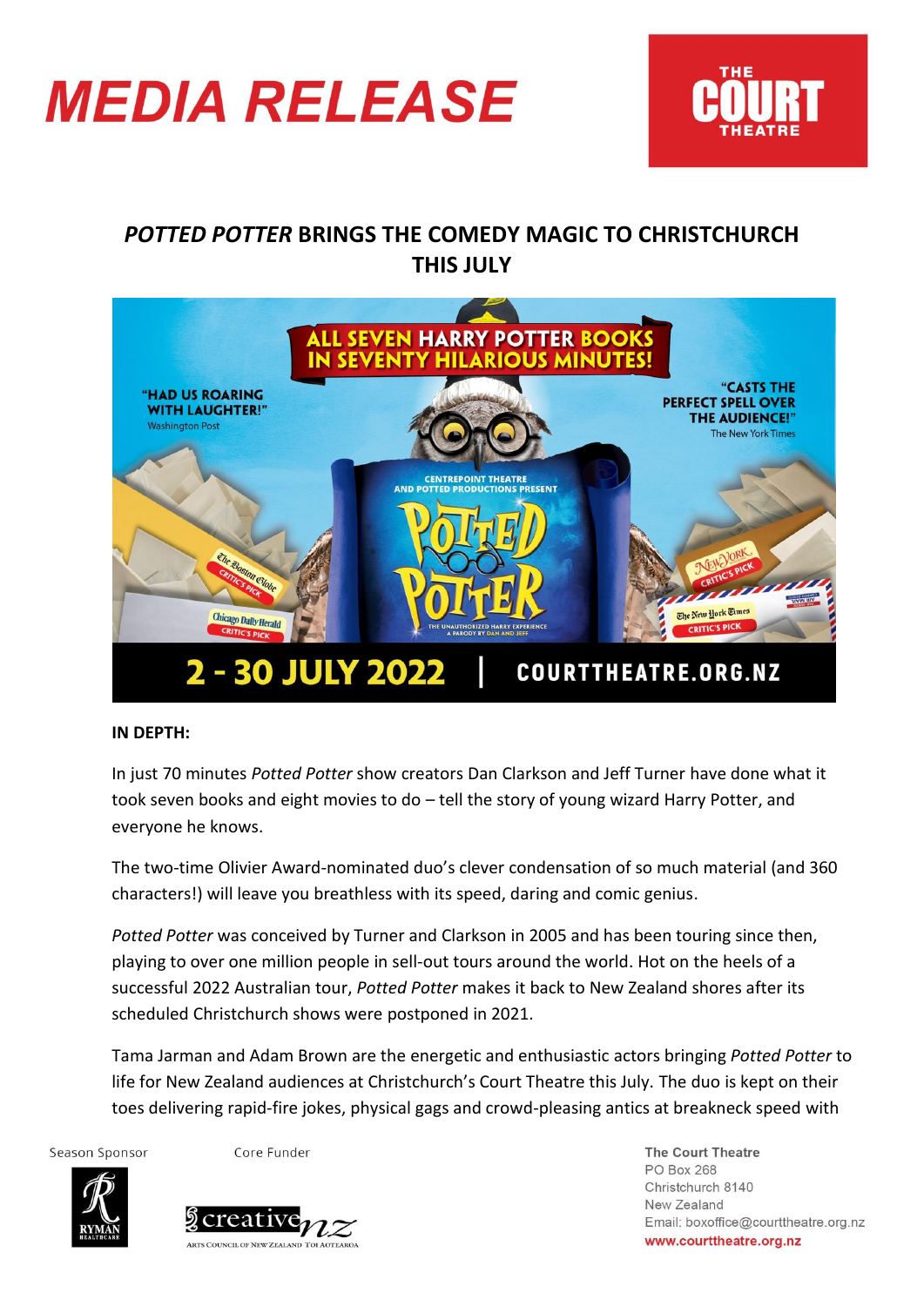# MEDIA RELEASE

## *POTTED POTTER* BRINGS THE COMEDY MAGIC TO CHRISTCHURCH THIS JULY

**IN DEPTH:**

In just 70 minutes *Potted Potter* show creators Dan Clarkson and Jeff Turner have done what it took seven books and eight movies to do – tell the story of young wizard Harry Potter, and everyone he knows.

The two-time Olivier Award-nominated duo's clever condensation of so much material (and 360 characters!) will leave you breathless with its speed, daring and comic genius.

*Potted Potter* was conceived by Turner and Clarkson in 2005 and has been touring since then, playing to over one million people in sell-out tours around the world. Hot on the heels of a successful 2022 Australian tour, *Potted Potter* makes it back to New Zealand shores after its scheduled Christchurch shows were postponed in 2021.

Tama Jarman and Adam Brown are the energetic and enthusiastic actors bringing *Potted Potter* to life for New Zealand audiences at Christchurch's Court Theatre this July. The duo is kept on their toes delivering rapid-fire jokes, physical gags and crowd-pleasing antics at breakneck speed with

Season Sponsor

Core Funder

The Court Theatre
PO Box 268
Christchurch 8140
New Zealand
Email: boxoffice@courttheatre.org.nz
www.courttheatre.org.nz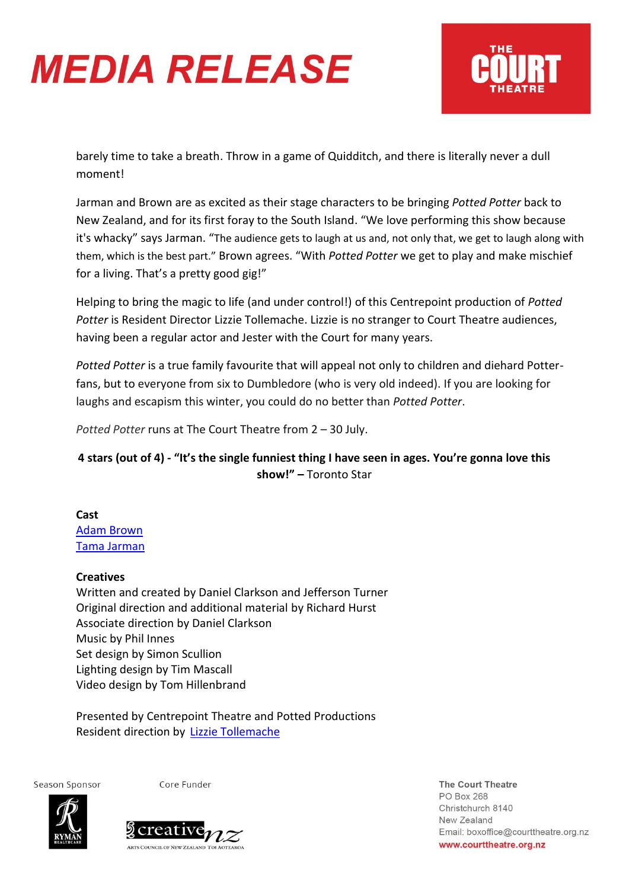barely time to take a breath. Throw in a game of Quidditch, and there is literally never a dull moment!

Jarman and Brown are as excited as their stage characters to be bringing *Potted Potter* back to New Zealand, and for its first foray to the South Island. "We love performing this show because it's whacky" says Jarman. "The audience gets to laugh at us and, not only that, we get to laugh along with them, which is the best part." Brown agrees. "With *Potted Potter* we get to play and make mischief for a living. That's a pretty good gig!"

Helping to bring the magic to life (and under control!) of this Centrepoint production of *Potted Potter* is Resident Director Lizzie Tollemache. Lizzie is no stranger to Court Theatre audiences, having been a regular actor and Jester with the Court for many years.

*Potted Potter* is a true family favourite that will appeal not only to children and diehard Potter-fans, but to everyone from six to Dumbledore (who is very old indeed). If you are looking for laughs and escapism this winter, you could do no better than *Potted Potter*.

*Potted Potter* runs at The Court Theatre from 2 – 30 July.

**4 stars (out of 4) - "It's the single funniest thing I have seen in ages. You're gonna love this show!" –** Toronto Star

**Cast**
Adam Brown
Tama Jarman

**Creatives**
Written and created by Daniel Clarkson and Jefferson Turner
Original direction and additional material by Richard Hurst
Associate direction by Daniel Clarkson
Music by Phil Innes
Set design by Simon Scullion
Lighting design by Tim Mascall
Video design by Tom Hillenbrand

Presented by Centrepoint Theatre and Potted Productions
Resident direction by Lizzie Tollemache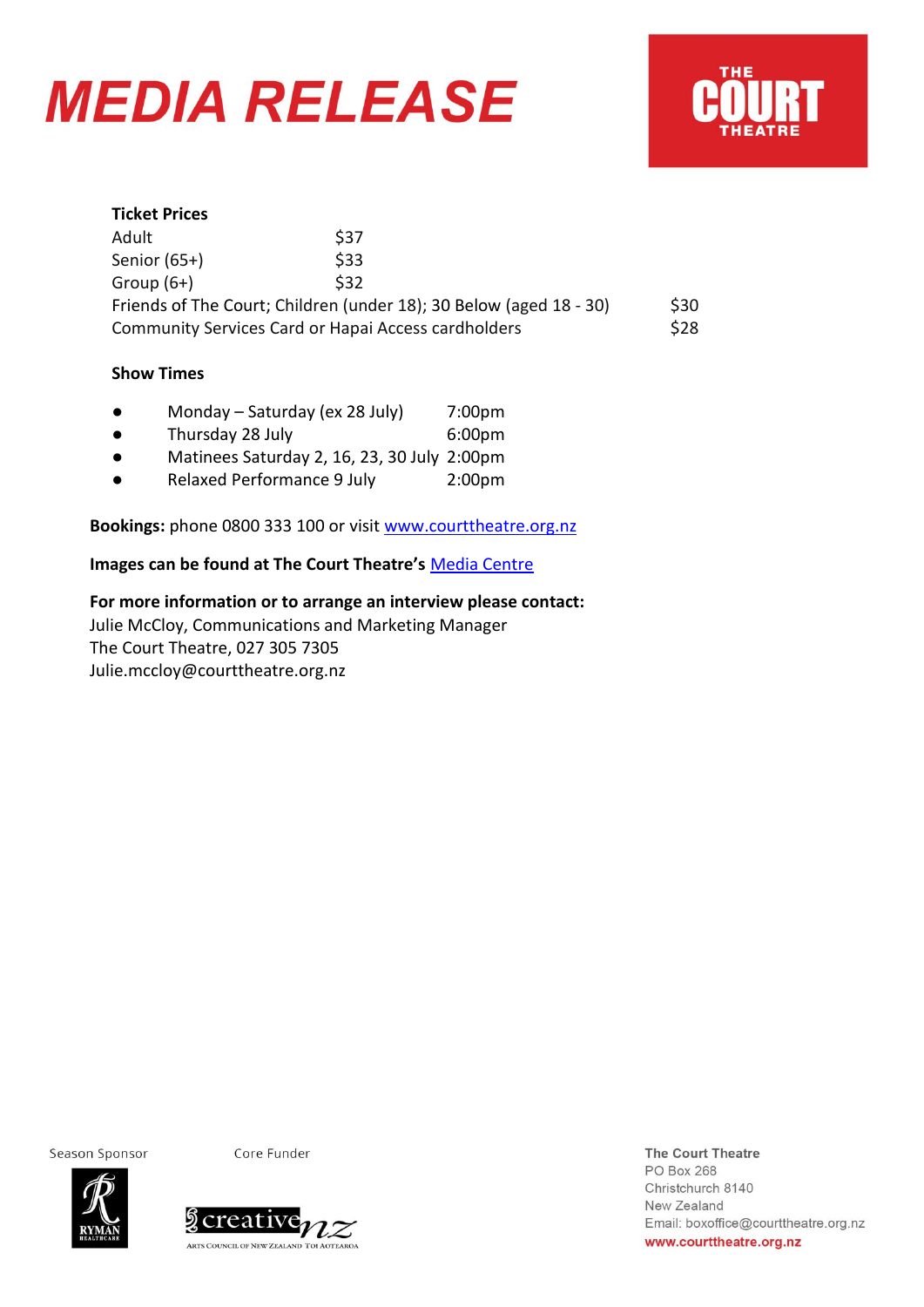# MEDIA RELEASE

**Ticket Prices**

| | |
|---|---|
| Adult | $37 |
| Senior (65+) | $33 |
| Group (6+) | $32 |
| Friends of The Court; Children (under 18); 30 Below (aged 18 - 30) | $30 |
| Community Services Card or Hapai Access cardholders | $28 |

**Show Times**

- Monday – Saturday (ex 28 July) 7:00pm
- Thursday 28 July 6:00pm
- Matinees Saturday 2, 16, 23, 30 July 2:00pm
- Relaxed Performance 9 July 2:00pm

**Bookings:** phone 0800 333 100 or visit [www.courttheatre.org.nz](www.courttheatre.org.nz)

**Images can be found at The Court Theatre's** [Media Centre]()

**For more information or to arrange an interview please contact:**
Julie McCloy, Communications and Marketing Manager
The Court Theatre, 027 305 7305
Julie.mccloy@courttheatre.org.nz

Season Sponsor

Core Funder

The Court Theatre
PO Box 268
Christchurch 8140
New Zealand
Email: boxoffice@courttheatre.org.nz
www.courttheatre.org.nz